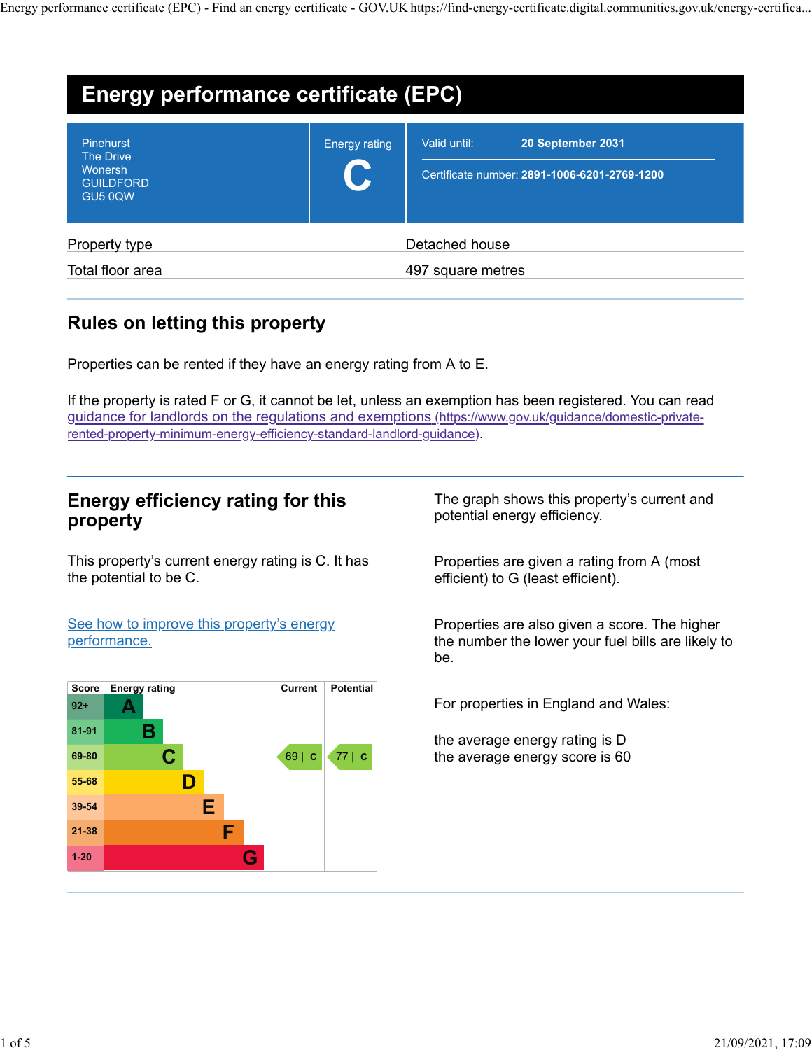# Energy performance certificate (EPC)

Pinehurst
The Drive
Wonersh
GUILDFORD
GU5 0QW

Energy rating

**C**

Valid until: **20 September 2031**

Certificate number: **2891-1006-6201-2769-1200**

| | |
|---|---|
| Property type | Detached house |
| Total floor area | 497 square metres |

## Rules on letting this property

Properties can be rented if they have an energy rating from A to E.

If the property is rated F or G, it cannot be let, unless an exemption has been registered. You can read guidance for landlords on the regulations and exemptions (https://www.gov.uk/guidance/domestic-private-rented-property-minimum-energy-efficiency-standard-landlord-guidance).

## Energy efficiency rating for this property

This property's current energy rating is C. It has the potential to be C.

See how to improve this property's energy performance.

| Score | Energy rating | Current | Potential |
|---|---|---|---|
| 92+ | A | | |
| 81-91 | B | | |
| 69-80 | C | 69 \| C | 77 \| C |
| 55-68 | D | | |
| 39-54 | E | | |
| 21-38 | F | | |
| 1-20 | G | | |

The graph shows this property's current and potential energy efficiency.

Properties are given a rating from A (most efficient) to G (least efficient).

Properties are also given a score. The higher the number the lower your fuel bills are likely to be.

For properties in England and Wales:

the average energy rating is D
the average energy score is 60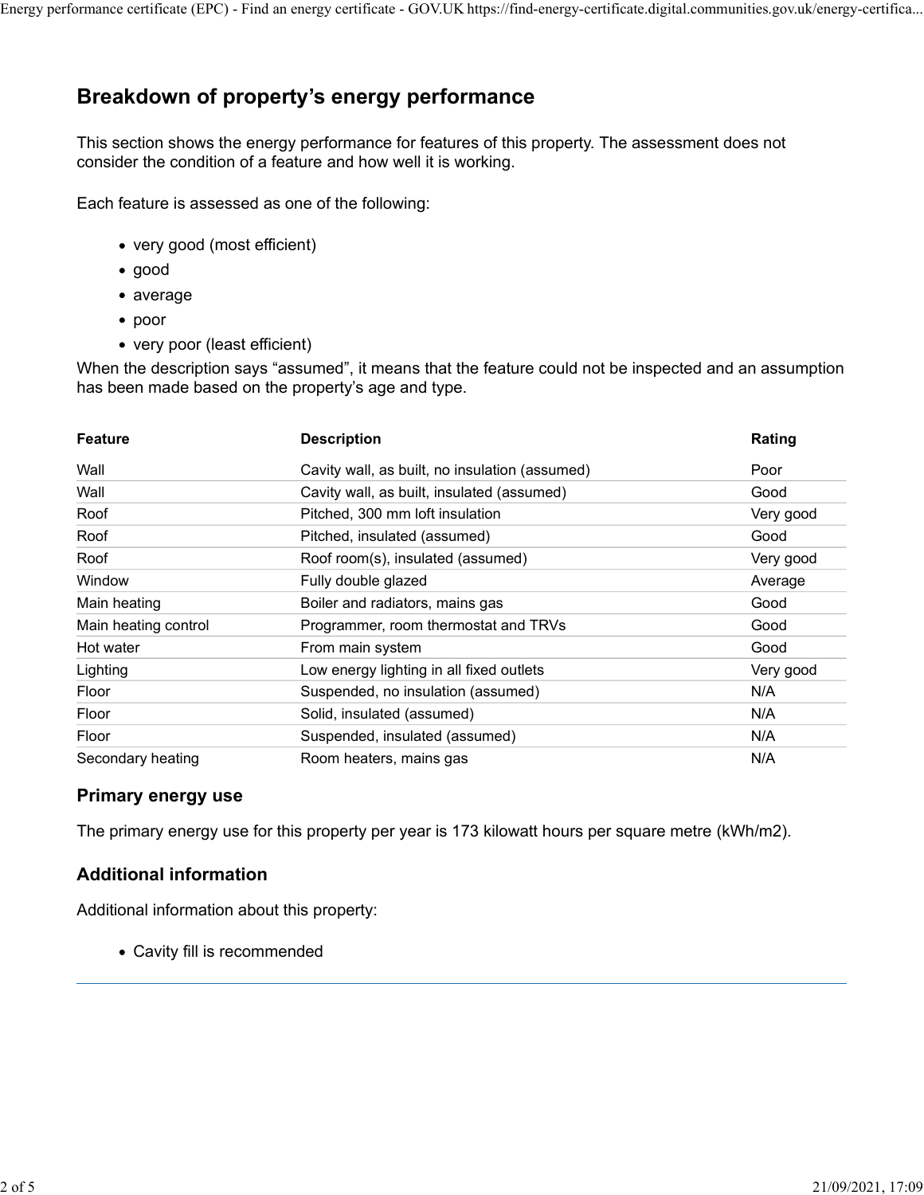## Breakdown of property's energy performance

This section shows the energy performance for features of this property. The assessment does not consider the condition of a feature and how well it is working.

Each feature is assessed as one of the following:

- very good (most efficient)
- good
- average
- poor
- very poor (least efficient)

When the description says "assumed", it means that the feature could not be inspected and an assumption has been made based on the property's age and type.

| Feature | Description | Rating |
| --- | --- | --- |
| Wall | Cavity wall, as built, no insulation (assumed) | Poor |
| Wall | Cavity wall, as built, insulated (assumed) | Good |
| Roof | Pitched, 300 mm loft insulation | Very good |
| Roof | Pitched, insulated (assumed) | Good |
| Roof | Roof room(s), insulated (assumed) | Very good |
| Window | Fully double glazed | Average |
| Main heating | Boiler and radiators, mains gas | Good |
| Main heating control | Programmer, room thermostat and TRVs | Good |
| Hot water | From main system | Good |
| Lighting | Low energy lighting in all fixed outlets | Very good |
| Floor | Suspended, no insulation (assumed) | N/A |
| Floor | Solid, insulated (assumed) | N/A |
| Floor | Suspended, insulated (assumed) | N/A |
| Secondary heating | Room heaters, mains gas | N/A |

### Primary energy use

The primary energy use for this property per year is 173 kilowatt hours per square metre (kWh/m2).

### Additional information

Additional information about this property:

- Cavity fill is recommended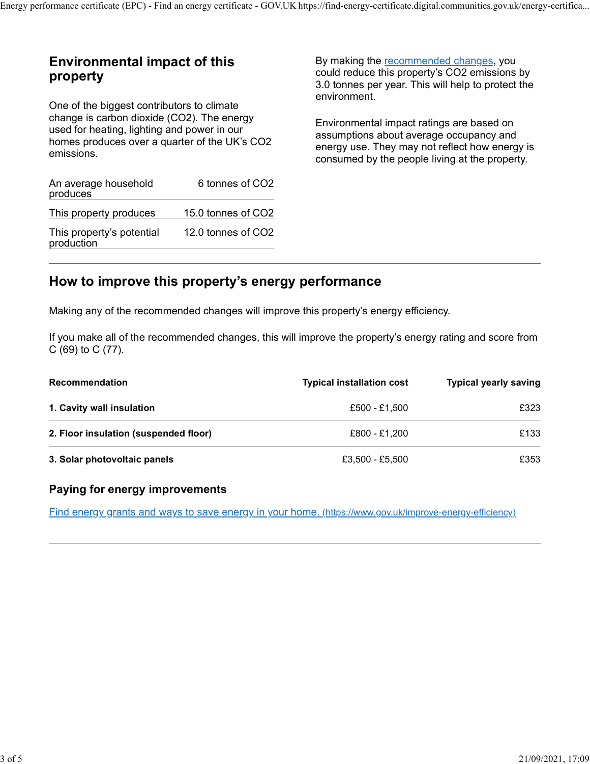## Environmental impact of this property

One of the biggest contributors to climate change is carbon dioxide ($CO_2$). The energy used for heating, lighting and power in our homes produces over a quarter of the UK's $CO_2$ emissions.

| | |
|---|---|
| An average household produces | 6 tonnes of $CO_2$ |
| This property produces | 15.0 tonnes of $CO_2$ |
| This property's potential production | 12.0 tonnes of $CO_2$ |

By making the [recommended changes](#), you could reduce this property's $CO_2$ emissions by 3.0 tonnes per year. This will help to protect the environment.

Environmental impact ratings are based on assumptions about average occupancy and energy use. They may not reflect how energy is consumed by the people living at the property.

## How to improve this property's energy performance

Making any of the recommended changes will improve this property's energy efficiency.

If you make all of the recommended changes, this will improve the property's energy rating and score from C (69) to C (77).

| Recommendation | Typical installation cost | Typical yearly saving |
|---|---|---|
| **1. Cavity wall insulation** | £500 - £1,500 | £323 |
| **2. Floor insulation (suspended floor)** | £800 - £1,200 | £133 |
| **3. Solar photovoltaic panels** | £3,500 - £5,500 | £353 |

### Paying for energy improvements

[Find energy grants and ways to save energy in your home.](https://www.gov.uk/improve-energy-efficiency) (https://www.gov.uk/improve-energy-efficiency)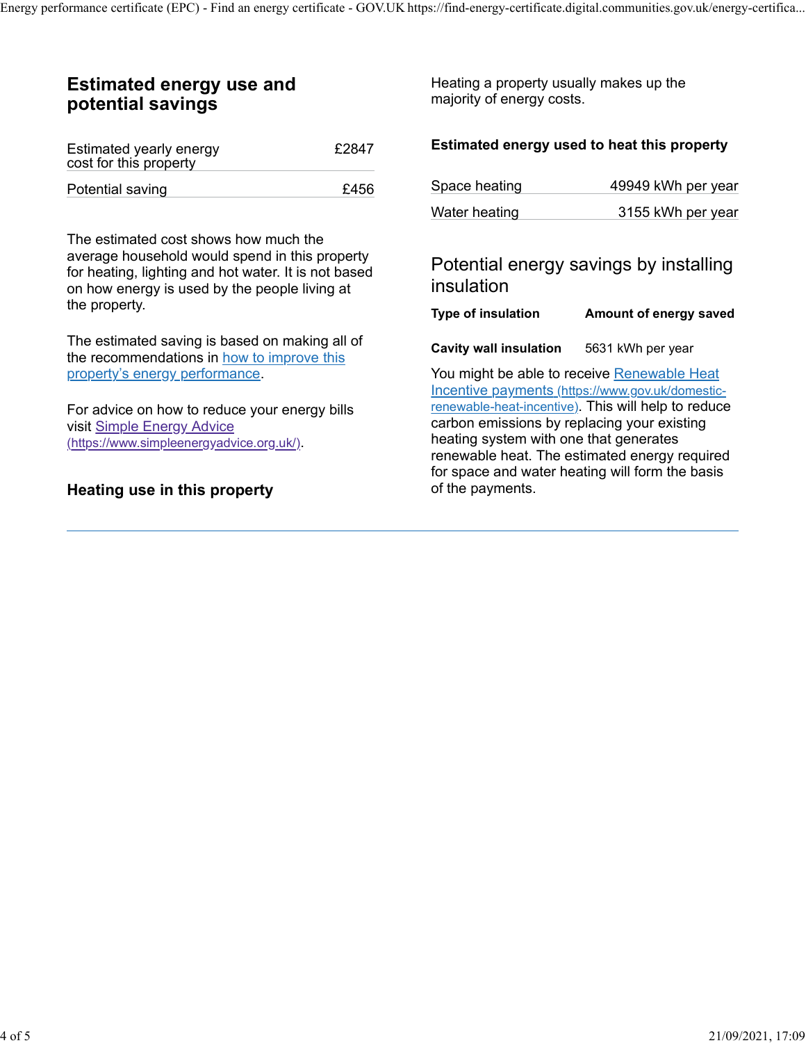## Estimated energy use and potential savings

| | |
|---|---|
| Estimated yearly energy cost for this property | £2847 |
| Potential saving | £456 |

The estimated cost shows how much the average household would spend in this property for heating, lighting and hot water. It is not based on how energy is used by the people living at the property.

The estimated saving is based on making all of the recommendations in [how to improve this property's energy performance].

For advice on how to reduce your energy bills visit Simple Energy Advice (https://www.simpleenergyadvice.org.uk/).

## Heating use in this property

Heating a property usually makes up the majority of energy costs.

### Estimated energy used to heat this property

| | |
|---|---|
| Space heating | 49949 kWh per year |
| Water heating | 3155 kWh per year |

### Potential energy savings by installing insulation

| Type of insulation | Amount of energy saved |
|---|---|
| **Cavity wall insulation** | 5631 kWh per year |

You might be able to receive Renewable Heat Incentive payments (https://www.gov.uk/domestic-renewable-heat-incentive). This will help to reduce carbon emissions by replacing your existing heating system with one that generates renewable heat. The estimated energy required for space and water heating will form the basis of the payments.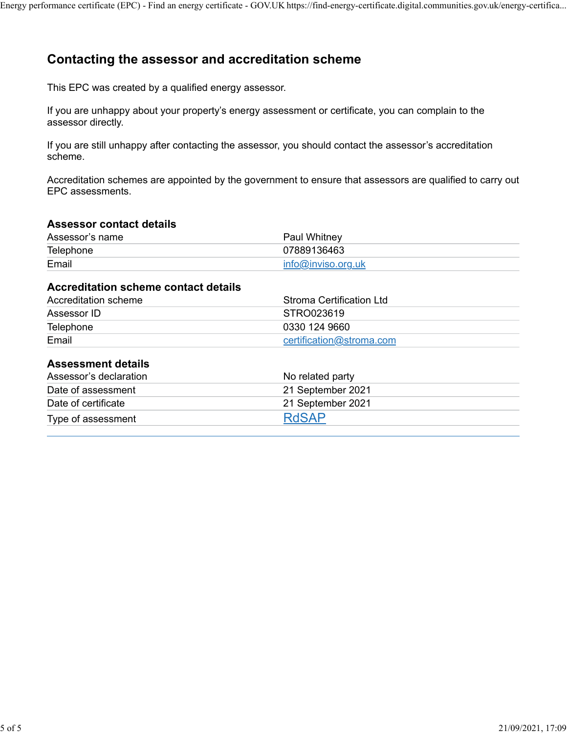## Contacting the assessor and accreditation scheme

This EPC was created by a qualified energy assessor.

If you are unhappy about your property's energy assessment or certificate, you can complain to the assessor directly.

If you are still unhappy after contacting the assessor, you should contact the assessor's accreditation scheme.

Accreditation schemes are appointed by the government to ensure that assessors are qualified to carry out EPC assessments.

### Assessor contact details

| | |
|---|---|
| Assessor's name | Paul Whitney |
| Telephone | 07889136463 |
| Email | info@inviso.org.uk |

### Accreditation scheme contact details

| | |
|---|---|
| Accreditation scheme | Stroma Certification Ltd |
| Assessor ID | STRO023619 |
| Telephone | 0330 124 9660 |
| Email | certification@stroma.com |

### Assessment details

| | |
|---|---|
| Assessor's declaration | No related party |
| Date of assessment | 21 September 2021 |
| Date of certificate | 21 September 2021 |
| Type of assessment | RdSAP |